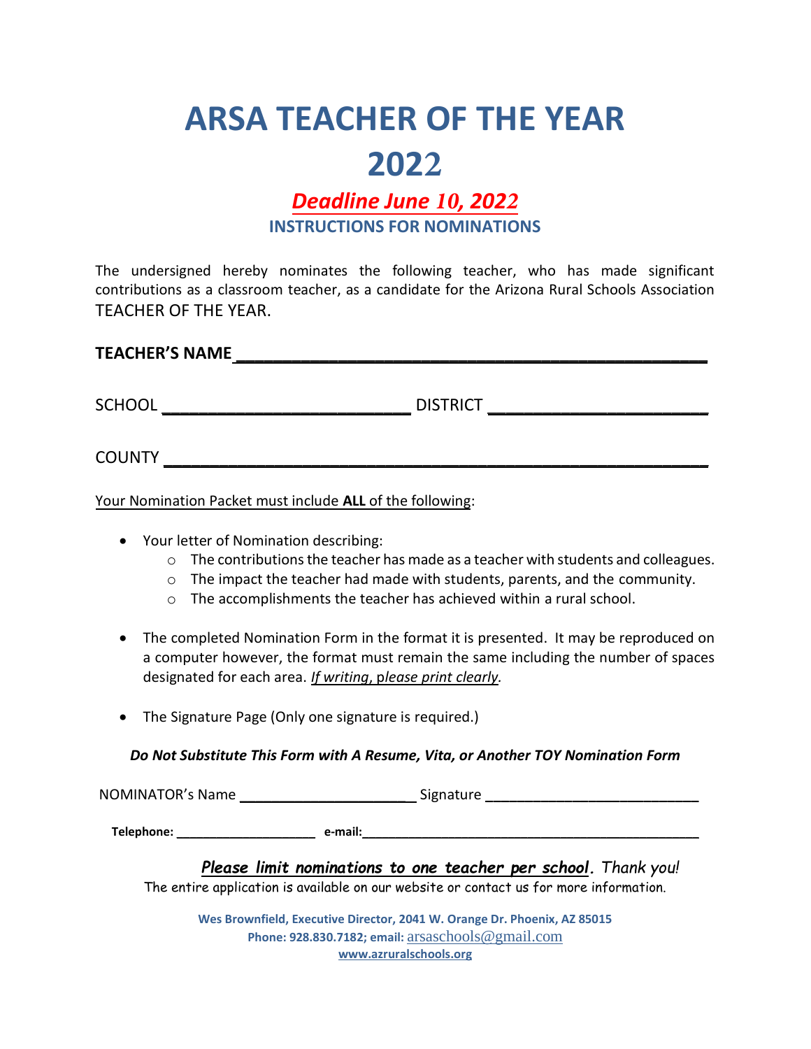# ARSA TEACHER OF THE YEAR 2022

## *Deadline June 10, 2022*

### INSTRUCTIONS FOR NOMINATIONS

The undersigned hereby nominates the following teacher, who has made significant contributions as a classroom teacher, as a candidate for the Arizona Rural Schools Association TEACHER OF THE YEAR.

**TEACHER'S NAME** ______________________________________________

SCHOOL ___________________________ DISTRICT ________________________

COUNTY ____________________________________________________________

Your Nomination Packet must include **ALL** of the following:

- Your letter of Nomination describing:
  - The contributions the teacher has made as a teacher with students and colleagues.
  - The impact the teacher had made with students, parents, and the community.
  - The accomplishments the teacher has achieved within a rural school.
- The completed Nomination Form in the format it is presented. It may be reproduced on a computer however, the format must remain the same including the number of spaces designated for each area. *If writing, please print clearly.*
- The Signature Page (Only one signature is required.)

***Do Not Substitute This Form with A Resume, Vita, or Another TOY Nomination Form***

NOMINATOR's Name ______________________ Signature ___________________________

**Telephone:** ____________________ **e-mail:**________________________________________________

***Please limit nominations to one teacher per school****. Thank you!*

The entire application is available on our website or contact us for more information.

**Wes Brownfield, Executive Director, 2041 W. Orange Dr. Phoenix, AZ 85015**
**Phone: 928.830.7182; email:** arsaschools@gmail.com
**www.azruralschools.org**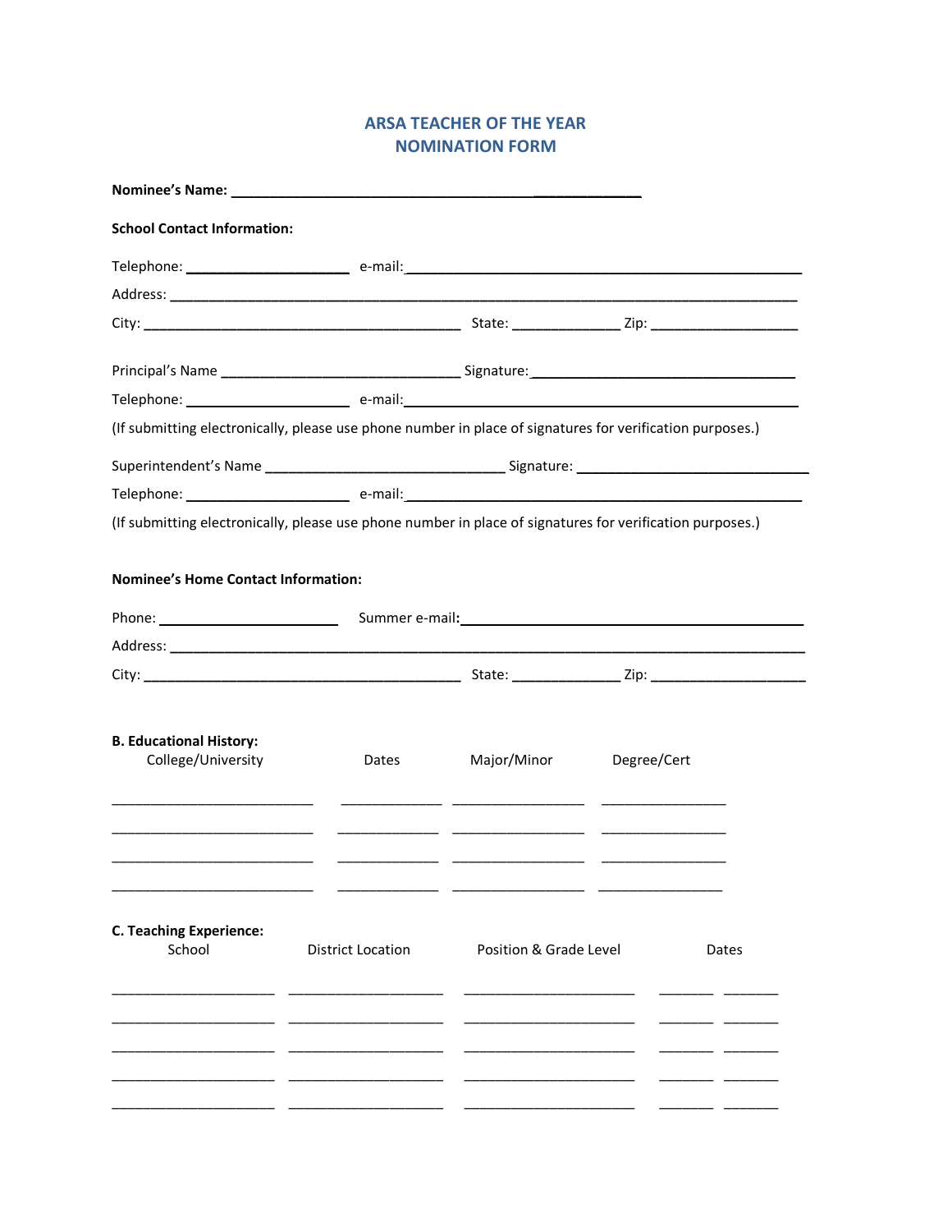# ARSA TEACHER OF THE YEAR
# NOMINATION FORM

**Nominee's Name:** ___________________________________________________________

**School Contact Information:**

Telephone: ______________________ e-mail:_______________________________________________________

Address: ______________________________________________________________________________________

City: _____________________________________________ State: _______________ Zip: ____________________

Principal's Name _________________________________ Signature:____________________________________

Telephone: ______________________ e-mail:_______________________________________________________

(If submitting electronically, please use phone number in place of signatures for verification purposes.)

Superintendent's Name _________________________________ Signature: ________________________________

Telephone: ______________________ e-mail:_______________________________________________________

(If submitting electronically, please use phone number in place of signatures for verification purposes.)

**Nominee's Home Contact Information:**

Phone: ________________________ Summer e-mail:_______________________________________________

Address: ______________________________________________________________________________________

City: _____________________________________________ State: _______________ Zip: ____________________

**B. Educational History:**

| College/University | Dates | Major/Minor | Degree/Cert |
|---|---|---|---|
| ___________________________ | ______________ | __________________ | _________________ |
| ___________________________ | ______________ | __________________ | _________________ |
| ___________________________ | ______________ | __________________ | _________________ |
| ___________________________ | ______________ | __________________ | _________________ |

**C. Teaching Experience:**

| School | District Location | Position & Grade Level | Dates |
|---|---|---|---|
| ______________________ | _____________________ | _______________________ | _______ _______ |
| ______________________ | _____________________ | _______________________ | _______ _______ |
| ______________________ | _____________________ | _______________________ | _______ _______ |
| ______________________ | _____________________ | _______________________ | _______ _______ |
| ______________________ | _____________________ | _______________________ | _______ _______ |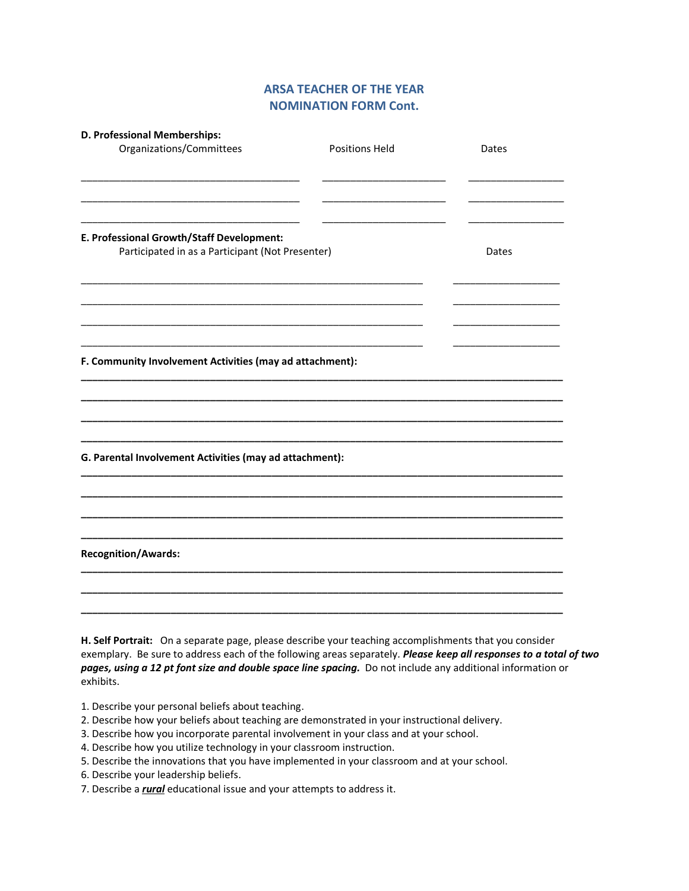## ARSA TEACHER OF THE YEAR
## NOMINATION FORM Cont.

**D. Professional Memberships:**

| Organizations/Committees | Positions Held | Dates |
|---|---|---|
| ______________________________________ | ______________________ | _________________ |
| ______________________________________ | ______________________ | _________________ |
| ______________________________________ | ______________________ | _________________ |

**E. Professional Growth/Staff Development:**

| Participated in as a Participant (Not Presenter) | Dates |
|---|---|
| ____________________________________________________________ | ___________________ |
| ____________________________________________________________ | ___________________ |
| ____________________________________________________________ | ___________________ |
| ____________________________________________________________ | ___________________ |

**F. Community Involvement Activities (may ad attachment):**

____________________________________________________________________________________

____________________________________________________________________________________

____________________________________________________________________________________

____________________________________________________________________________________

**G. Parental Involvement Activities (may ad attachment):**

____________________________________________________________________________________

____________________________________________________________________________________

____________________________________________________________________________________

____________________________________________________________________________________

**Recognition/Awards:**

____________________________________________________________________________________

____________________________________________________________________________________

____________________________________________________________________________________

**H. Self Portrait:** On a separate page, please describe your teaching accomplishments that you consider exemplary. Be sure to address each of the following areas separately. ***Please keep all responses to a total of two pages, using a 12 pt font size and double space line spacing.*** Do not include any additional information or exhibits.

1. Describe your personal beliefs about teaching.
2. Describe how your beliefs about teaching are demonstrated in your instructional delivery.
3. Describe how you incorporate parental involvement in your class and at your school.
4. Describe how you utilize technology in your classroom instruction.
5. Describe the innovations that you have implemented in your classroom and at your school.
6. Describe your leadership beliefs.
7. Describe a ***rural*** educational issue and your attempts to address it.